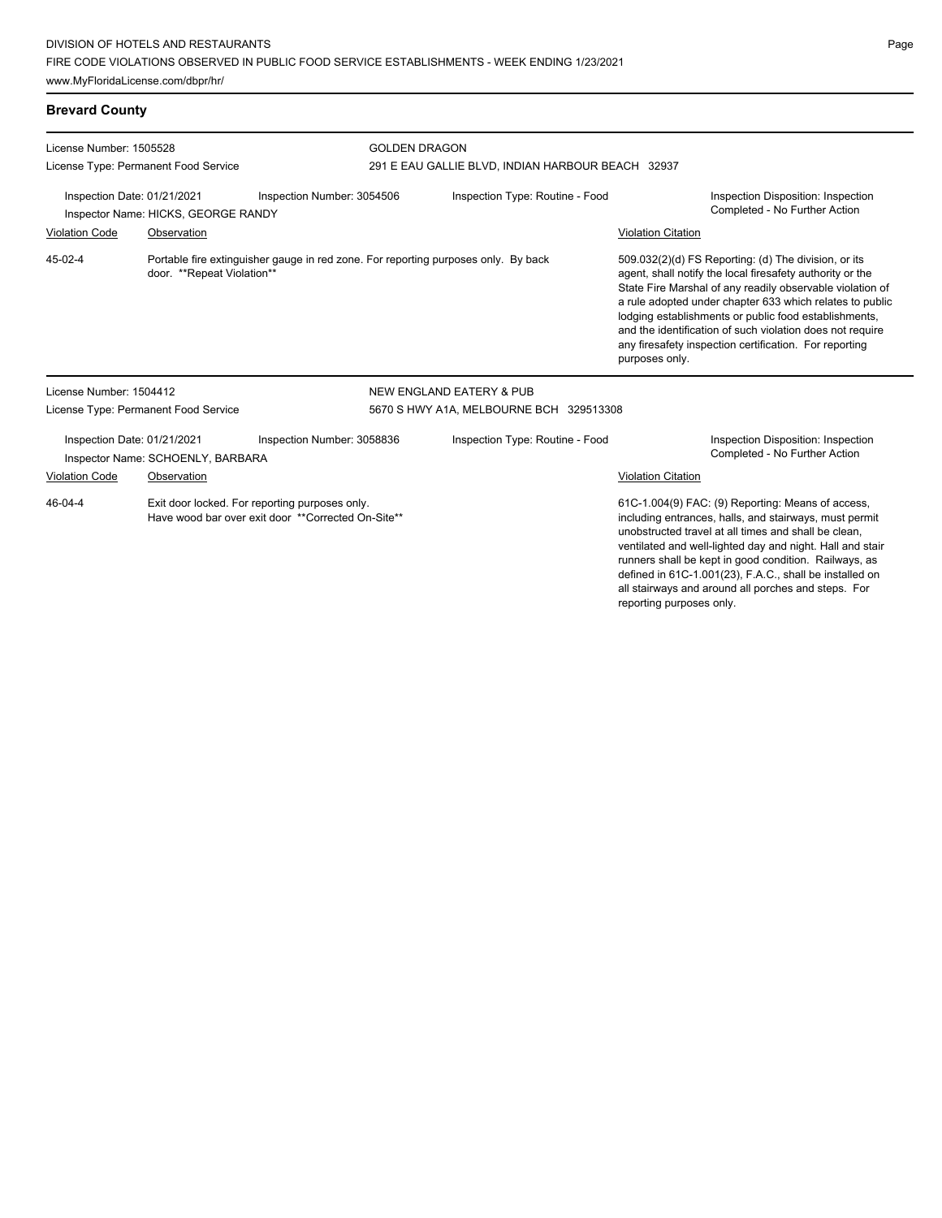DIVISION OF HOTELS AND RESTAURANTS
FIRE CODE VIOLATIONS OBSERVED IN PUBLIC FOOD SERVICE ESTABLISHMENTS - WEEK ENDING 1/23/2021
www.MyFloridaLicense.com/dbpr/hr/

## Brevard County

License Number: 1505528
License Type: Permanent Food Service

**GOLDEN DRAGON**
291 E EAU GALLIE BLVD, INDIAN HARBOUR BEACH 32937

Inspection Date: 01/21/2021
Inspector Name: HICKS, GEORGE RANDY
Inspection Number: 3054506
Inspection Type: Routine - Food
Inspection Disposition: Inspection Completed - No Further Action

| Violation Code | Observation | Violation Citation |
| --- | --- | --- |
| 45-02-4 | Portable fire extinguisher gauge in red zone. For reporting purposes only. By back door. **Repeat Violation** | 509.032(2)(d) FS Reporting: (d) The division, or its agent, shall notify the local firesafety authority or the State Fire Marshal of any readily observable violation of a rule adopted under chapter 633 which relates to public lodging establishments or public food establishments, and the identification of such violation does not require any firesafety inspection certification. For reporting purposes only. |

License Number: 1504412
License Type: Permanent Food Service

**NEW ENGLAND EATERY & PUB**
5670 S HWY A1A, MELBOURNE BCH 329513308

Inspection Date: 01/21/2021
Inspector Name: SCHOENLY, BARBARA
Inspection Number: 3058836
Inspection Type: Routine - Food
Inspection Disposition: Inspection Completed - No Further Action

| Violation Code | Observation | Violation Citation |
| --- | --- | --- |
| 46-04-4 | Exit door locked. For reporting purposes only. Have wood bar over exit door **Corrected On-Site** | 61C-1.004(9) FAC: (9) Reporting: Means of access, including entrances, halls, and stairways, must permit unobstructed travel at all times and shall be clean, ventilated and well-lighted day and night. Hall and stair runners shall be kept in good condition. Railways, as defined in 61C-1.001(23), F.A.C., shall be installed on all stairways and around all porches and steps. For reporting purposes only. |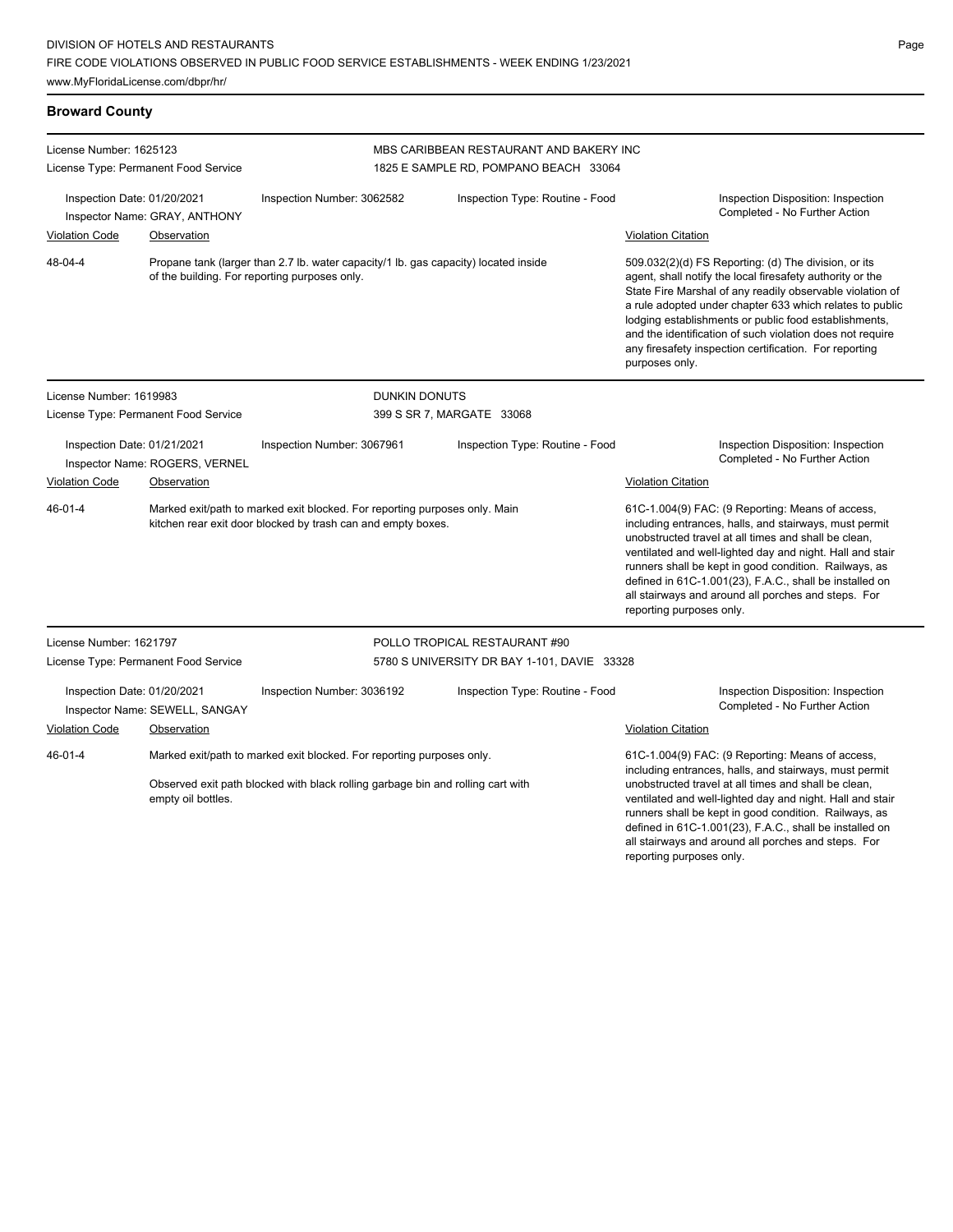## Broward County

**License Number:** 1625123
**License Type:** Permanent Food Service

**MBS CARIBBEAN RESTAURANT AND BAKERY INC**
1825 E SAMPLE RD, POMPANO BEACH 33064

**Inspection Date:** 01/20/2021
**Inspector Name:** GRAY, ANTHONY
**Inspection Number:** 3062582
**Inspection Type:** Routine - Food
**Inspection Disposition:** Inspection Completed - No Further Action

| Violation Code | Observation | Violation Citation |
|---|---|---|
| 48-04-4 | Propane tank (larger than 2.7 lb. water capacity/1 lb. gas capacity) located inside of the building. For reporting purposes only. | 509.032(2)(d) FS Reporting: (d) The division, or its agent, shall notify the local firesafety authority or the State Fire Marshal of any readily observable violation of a rule adopted under chapter 633 which relates to public lodging establishments or public food establishments, and the identification of such violation does not require any firesafety inspection certification. For reporting purposes only. |

**License Number:** 1619983
**License Type:** Permanent Food Service

**DUNKIN DONUTS**
399 S SR 7, MARGATE 33068

**Inspection Date:** 01/21/2021
**Inspector Name:** ROGERS, VERNEL
**Inspection Number:** 3067961
**Inspection Type:** Routine - Food
**Inspection Disposition:** Inspection Completed - No Further Action

| Violation Code | Observation | Violation Citation |
|---|---|---|
| 46-01-4 | Marked exit/path to marked exit blocked. For reporting purposes only. Main kitchen rear exit door blocked by trash can and empty boxes. | 61C-1.004(9) FAC: (9 Reporting: Means of access, including entrances, halls, and stairways, must permit unobstructed travel at all times and shall be clean, ventilated and well-lighted day and night. Hall and stair runners shall be kept in good condition. Railways, as defined in 61C-1.001(23), F.A.C., shall be installed on all stairways and around all porches and steps. For reporting purposes only. |

**License Number:** 1621797
**License Type:** Permanent Food Service

**POLLO TROPICAL RESTAURANT #90**
5780 S UNIVERSITY DR BAY 1-101, DAVIE 33328

**Inspection Date:** 01/20/2021
**Inspector Name:** SEWELL, SANGAY
**Inspection Number:** 3036192
**Inspection Type:** Routine - Food
**Inspection Disposition:** Inspection Completed - No Further Action

| Violation Code | Observation | Violation Citation |
|---|---|---|
| 46-01-4 | Marked exit/path to marked exit blocked. For reporting purposes only.<br><br>Observed exit path blocked with black rolling garbage bin and rolling cart with empty oil bottles. | 61C-1.004(9) FAC: (9 Reporting: Means of access, including entrances, halls, and stairways, must permit unobstructed travel at all times and shall be clean, ventilated and well-lighted day and night. Hall and stair runners shall be kept in good condition. Railways, as defined in 61C-1.001(23), F.A.C., shall be installed on all stairways and around all porches and steps. For reporting purposes only. |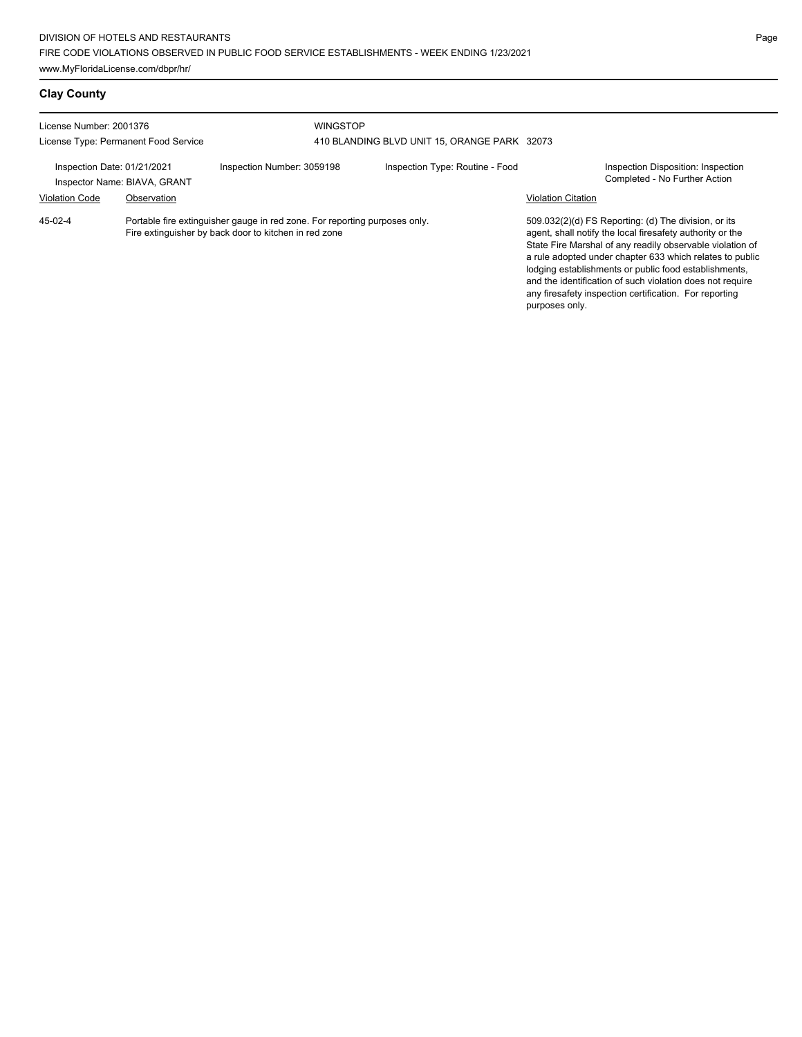## Clay County

License Number: 2001376
License Type: Permanent Food Service

WINGSTOP
410 BLANDING BLVD UNIT 15, ORANGE PARK 32073

Inspection Date: 01/21/2021
Inspector Name: BIAVA, GRANT

Inspection Number: 3059198

Inspection Type: Routine - Food

Inspection Disposition: Inspection Completed - No Further Action

| Violation Code | Observation | Violation Citation |
| --- | --- | --- |
| 45-02-4 | Portable fire extinguisher gauge in red zone. For reporting purposes only. Fire extinguisher by back door to kitchen in red zone | 509.032(2)(d) FS Reporting: (d) The division, or its agent, shall notify the local firesafety authority or the State Fire Marshal of any readily observable violation of a rule adopted under chapter 633 which relates to public lodging establishments or public food establishments, and the identification of such violation does not require any firesafety inspection certification. For reporting purposes only. |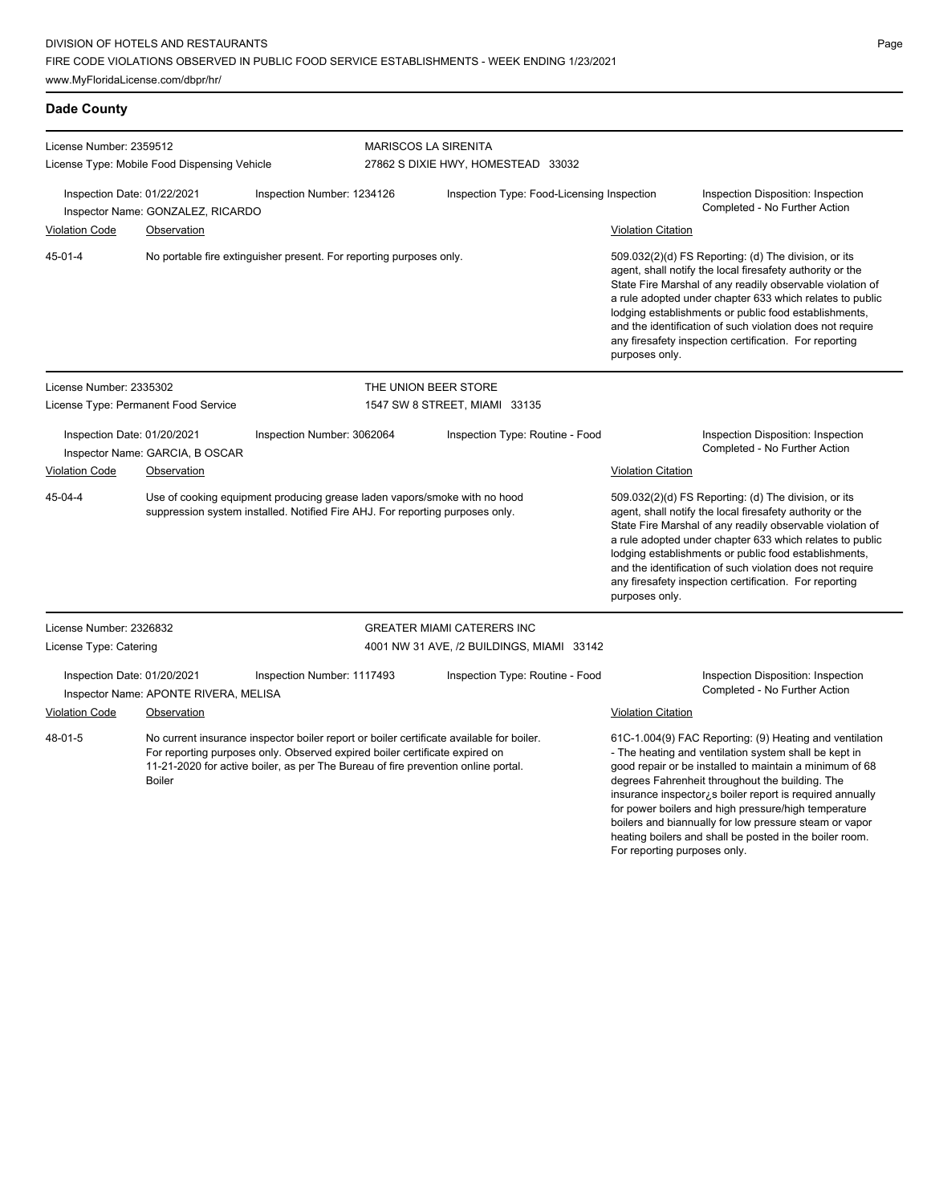## Dade County

**License Number:** 2359512
**License Type:** Mobile Food Dispensing Vehicle

**MARISCOS LA SIRENITA**
27862 S DIXIE HWY, HOMESTEAD 33032

**Inspection Date:** 01/22/2021
**Inspection Number:** 1234126
**Inspection Type:** Food-Licensing Inspection
**Inspection Disposition:** Inspection Completed - No Further Action
**Inspector Name:** GONZALEZ, RICARDO

| Violation Code | Observation | Violation Citation |
|---|---|---|
| 45-01-4 | No portable fire extinguisher present. For reporting purposes only. | 509.032(2)(d) FS Reporting: (d) The division, or its agent, shall notify the local firesafety authority or the State Fire Marshal of any readily observable violation of a rule adopted under chapter 633 which relates to public lodging establishments or public food establishments, and the identification of such violation does not require any firesafety inspection certification. For reporting purposes only. |

---

**License Number:** 2335302
**License Type:** Permanent Food Service

**THE UNION BEER STORE**
1547 SW 8 STREET, MIAMI 33135

**Inspection Date:** 01/20/2021
**Inspection Number:** 3062064
**Inspection Type:** Routine - Food
**Inspection Disposition:** Inspection Completed - No Further Action
**Inspector Name:** GARCIA, B OSCAR

| Violation Code | Observation | Violation Citation |
|---|---|---|
| 45-04-4 | Use of cooking equipment producing grease laden vapors/smoke with no hood suppression system installed. Notified Fire AHJ. For reporting purposes only. | 509.032(2)(d) FS Reporting: (d) The division, or its agent, shall notify the local firesafety authority or the State Fire Marshal of any readily observable violation of a rule adopted under chapter 633 which relates to public lodging establishments or public food establishments, and the identification of such violation does not require any firesafety inspection certification. For reporting purposes only. |

---

**License Number:** 2326832
**License Type:** Catering

**GREATER MIAMI CATERERS INC**
4001 NW 31 AVE, /2 BUILDINGS, MIAMI 33142

**Inspection Date:** 01/20/2021
**Inspection Number:** 1117493
**Inspection Type:** Routine - Food
**Inspection Disposition:** Inspection Completed - No Further Action
**Inspector Name:** APONTE RIVERA, MELISA

| Violation Code | Observation | Violation Citation |
|---|---|---|
| 48-01-5 | No current insurance inspector boiler report or boiler certificate available for boiler. For reporting purposes only. Observed expired boiler certificate expired on 11-21-2020 for active boiler, as per The Bureau of fire prevention online portal. Boiler | 61C-1.004(9) FAC Reporting: (9) Heating and ventilation - The heating and ventilation system shall be kept in good repair or be installed to maintain a minimum of 68 degrees Fahrenheit throughout the building. The insurance inspector¿s boiler report is required annually for power boilers and high pressure/high temperature boilers and biannually for low pressure steam or vapor heating boilers and shall be posted in the boiler room. For reporting purposes only. |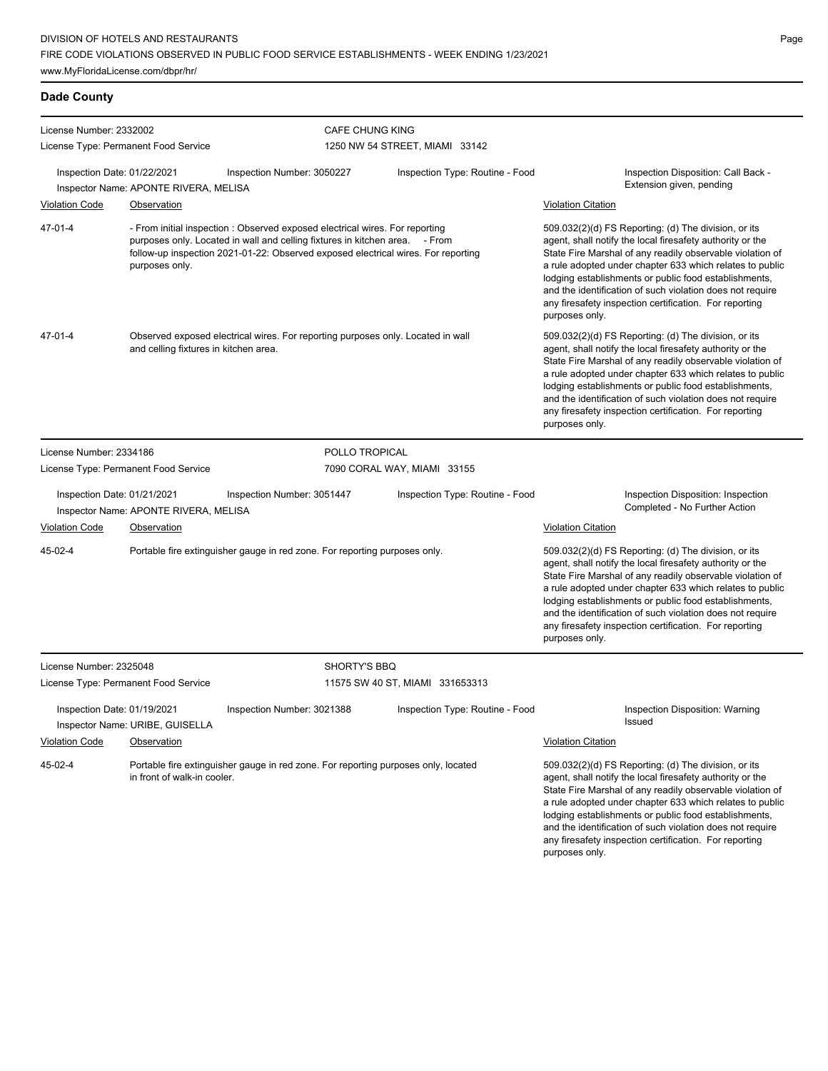## Dade County

**License Number:** 2332002
**License Type:** Permanent Food Service

**CAFE CHUNG KING**
1250 NW 54 STREET, MIAMI 33142

**Inspection Date:** 01/22/2021
**Inspection Number:** 3050227
**Inspection Type:** Routine - Food
**Inspection Disposition:** Call Back - Extension given, pending
**Inspector Name:** APONTE RIVERA, MELISA

| Violation Code | Observation | Violation Citation |
| --- | --- | --- |
| 47-01-4 | - From initial inspection : Observed exposed electrical wires. For reporting purposes only. Located in wall and celling fixtures in kitchen area. - From follow-up inspection 2021-01-22: Observed exposed electrical wires. For reporting purposes only. | 509.032(2)(d) FS Reporting: (d) The division, or its agent, shall notify the local firesafety authority or the State Fire Marshal of any readily observable violation of a rule adopted under chapter 633 which relates to public lodging establishments or public food establishments, and the identification of such violation does not require any firesafety inspection certification. For reporting purposes only. |
| 47-01-4 | Observed exposed electrical wires. For reporting purposes only. Located in wall and celling fixtures in kitchen area. | 509.032(2)(d) FS Reporting: (d) The division, or its agent, shall notify the local firesafety authority or the State Fire Marshal of any readily observable violation of a rule adopted under chapter 633 which relates to public lodging establishments or public food establishments, and the identification of such violation does not require any firesafety inspection certification. For reporting purposes only. |

**License Number:** 2334186
**License Type:** Permanent Food Service

**POLLO TROPICAL**
7090 CORAL WAY, MIAMI 33155

**Inspection Date:** 01/21/2021
**Inspection Number:** 3051447
**Inspection Type:** Routine - Food
**Inspection Disposition:** Inspection Completed - No Further Action
**Inspector Name:** APONTE RIVERA, MELISA

| Violation Code | Observation | Violation Citation |
| --- | --- | --- |
| 45-02-4 | Portable fire extinguisher gauge in red zone. For reporting purposes only. | 509.032(2)(d) FS Reporting: (d) The division, or its agent, shall notify the local firesafety authority or the State Fire Marshal of any readily observable violation of a rule adopted under chapter 633 which relates to public lodging establishments or public food establishments, and the identification of such violation does not require any firesafety inspection certification. For reporting purposes only. |

**License Number:** 2325048
**License Type:** Permanent Food Service

**SHORTY'S BBQ**
11575 SW 40 ST, MIAMI 331653313

**Inspection Date:** 01/19/2021
**Inspection Number:** 3021388
**Inspection Type:** Routine - Food
**Inspection Disposition:** Warning Issued
**Inspector Name:** URIBE, GUISELLA

| Violation Code | Observation | Violation Citation |
| --- | --- | --- |
| 45-02-4 | Portable fire extinguisher gauge in red zone. For reporting purposes only, located in front of walk-in cooler. | 509.032(2)(d) FS Reporting: (d) The division, or its agent, shall notify the local firesafety authority or the State Fire Marshal of any readily observable violation of a rule adopted under chapter 633 which relates to public lodging establishments or public food establishments, and the identification of such violation does not require any firesafety inspection certification. For reporting purposes only. |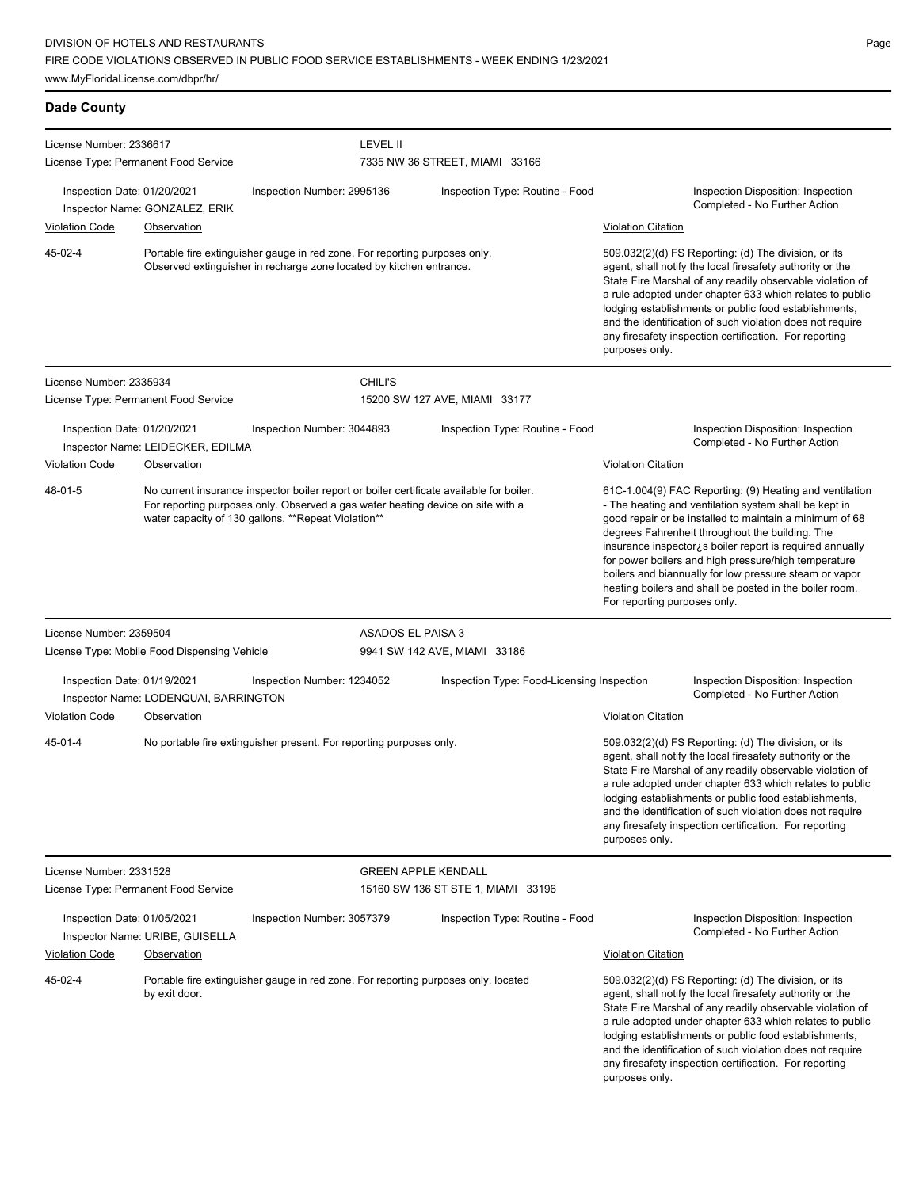## Dade County

**License Number:** 2336617 — **LEVEL II**
License Type: Permanent Food Service
7335 NW 36 STREET, MIAMI 33166

Inspection Date: 01/20/2021 | Inspection Number: 2995136 | Inspection Type: Routine - Food | Inspection Disposition: Inspection Completed - No Further Action
Inspector Name: GONZALEZ, ERIK

| Violation Code | Observation | Violation Citation |
|---|---|---|
| 45-02-4 | Portable fire extinguisher gauge in red zone. For reporting purposes only. Observed extinguisher in recharge zone located by kitchen entrance. | 509.032(2)(d) FS Reporting: (d) The division, or its agent, shall notify the local firesafety authority or the State Fire Marshal of any readily observable violation of a rule adopted under chapter 633 which relates to public lodging establishments or public food establishments, and the identification of such violation does not require any firesafety inspection certification. For reporting purposes only. |

---

**License Number:** 2335934 — **CHILI'S**
License Type: Permanent Food Service
15200 SW 127 AVE, MIAMI 33177

Inspection Date: 01/20/2021 | Inspection Number: 3044893 | Inspection Type: Routine - Food | Inspection Disposition: Inspection Completed - No Further Action
Inspector Name: LEIDECKER, EDILMA

| Violation Code | Observation | Violation Citation |
|---|---|---|
| 48-01-5 | No current insurance inspector boiler report or boiler certificate available for boiler. For reporting purposes only. Observed a gas water heating device on site with a water capacity of 130 gallons. **Repeat Violation** | 61C-1.004(9) FAC Reporting: (9) Heating and ventilation - The heating and ventilation system shall be kept in good repair or be installed to maintain a minimum of 68 degrees Fahrenheit throughout the building. The insurance inspector¿s boiler report is required annually for power boilers and high pressure/high temperature boilers and biannually for low pressure steam or vapor heating boilers and shall be posted in the boiler room. For reporting purposes only. |

---

**License Number:** 2359504 — **ASADOS EL PAISA 3**
License Type: Mobile Food Dispensing Vehicle
9941 SW 142 AVE, MIAMI 33186

Inspection Date: 01/19/2021 | Inspection Number: 1234052 | Inspection Type: Food-Licensing Inspection | Inspection Disposition: Inspection Completed - No Further Action
Inspector Name: LODENQUAI, BARRINGTON

| Violation Code | Observation | Violation Citation |
|---|---|---|
| 45-01-4 | No portable fire extinguisher present. For reporting purposes only. | 509.032(2)(d) FS Reporting: (d) The division, or its agent, shall notify the local firesafety authority or the State Fire Marshal of any readily observable violation of a rule adopted under chapter 633 which relates to public lodging establishments or public food establishments, and the identification of such violation does not require any firesafety inspection certification. For reporting purposes only. |

---

**License Number:** 2331528 — **GREEN APPLE KENDALL**
License Type: Permanent Food Service
15160 SW 136 ST STE 1, MIAMI 33196

Inspection Date: 01/05/2021 | Inspection Number: 3057379 | Inspection Type: Routine - Food | Inspection Disposition: Inspection Completed - No Further Action
Inspector Name: URIBE, GUISELLA

| Violation Code | Observation | Violation Citation |
|---|---|---|
| 45-02-4 | Portable fire extinguisher gauge in red zone. For reporting purposes only, located by exit door. | 509.032(2)(d) FS Reporting: (d) The division, or its agent, shall notify the local firesafety authority or the State Fire Marshal of any readily observable violation of a rule adopted under chapter 633 which relates to public lodging establishments or public food establishments, and the identification of such violation does not require any firesafety inspection certification. For reporting purposes only. |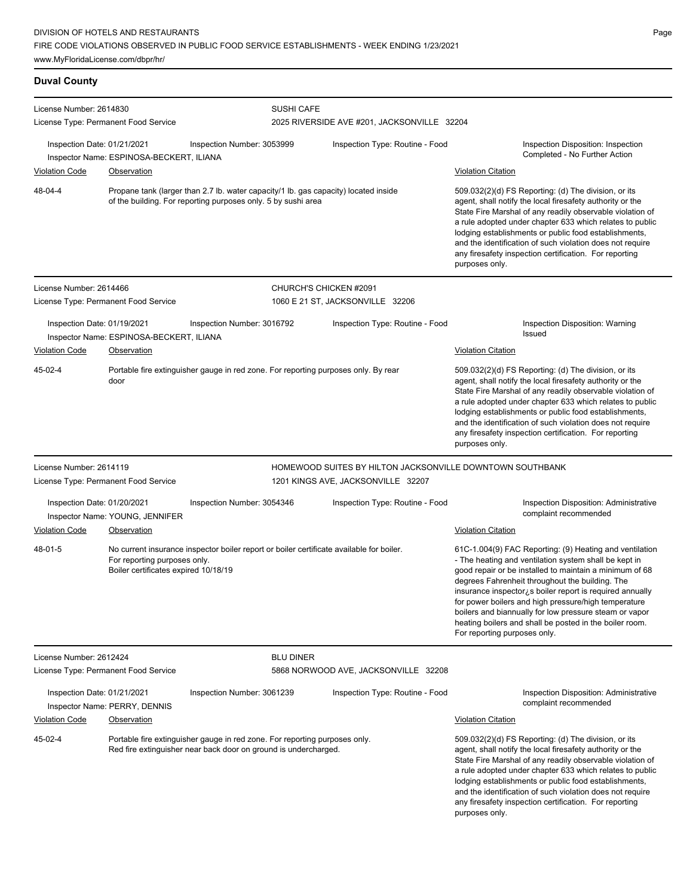## Duval County

**License Number:** 2614830
**License Type:** Permanent Food Service
**SUSHI CAFE**
2025 RIVERSIDE AVE #201, JACKSONVILLE 32204

Inspection Date: 01/21/2021 | Inspection Number: 3053999 | Inspection Type: Routine - Food | Inspection Disposition: Inspection Completed - No Further Action
Inspector Name: ESPINOSA-BECKERT, ILIANA

| Violation Code | Observation | Violation Citation |
|---|---|---|
| 48-04-4 | Propane tank (larger than 2.7 lb. water capacity/1 lb. gas capacity) located inside of the building. For reporting purposes only. 5 by sushi area | 509.032(2)(d) FS Reporting: (d) The division, or its agent, shall notify the local firesafety authority or the State Fire Marshal of any readily observable violation of a rule adopted under chapter 633 which relates to public lodging establishments or public food establishments, and the identification of such violation does not require any firesafety inspection certification. For reporting purposes only. |

---

**License Number:** 2614466
**License Type:** Permanent Food Service
**CHURCH'S CHICKEN #2091**
1060 E 21 ST, JACKSONVILLE 32206

Inspection Date: 01/19/2021 | Inspection Number: 3016792 | Inspection Type: Routine - Food | Inspection Disposition: Warning Issued
Inspector Name: ESPINOSA-BECKERT, ILIANA

| Violation Code | Observation | Violation Citation |
|---|---|---|
| 45-02-4 | Portable fire extinguisher gauge in red zone. For reporting purposes only. By rear door | 509.032(2)(d) FS Reporting: (d) The division, or its agent, shall notify the local firesafety authority or the State Fire Marshal of any readily observable violation of a rule adopted under chapter 633 which relates to public lodging establishments or public food establishments, and the identification of such violation does not require any firesafety inspection certification. For reporting purposes only. |

---

**License Number:** 2614119
**License Type:** Permanent Food Service
**HOMEWOOD SUITES BY HILTON JACKSONVILLE DOWNTOWN SOUTHBANK**
1201 KINGS AVE, JACKSONVILLE 32207

Inspection Date: 01/20/2021 | Inspection Number: 3054346 | Inspection Type: Routine - Food | Inspection Disposition: Administrative complaint recommended
Inspector Name: YOUNG, JENNIFER

| Violation Code | Observation | Violation Citation |
|---|---|---|
| 48-01-5 | No current insurance inspector boiler report or boiler certificate available for boiler. For reporting purposes only. Boiler certificates expired 10/18/19 | 61C-1.004(9) FAC Reporting: (9) Heating and ventilation - The heating and ventilation system shall be kept in good repair or be installed to maintain a minimum of 68 degrees Fahrenheit throughout the building. The insurance inspector¿s boiler report is required annually for power boilers and high pressure/high temperature boilers and biannually for low pressure steam or vapor heating boilers and shall be posted in the boiler room. For reporting purposes only. |

---

**License Number:** 2612424
**License Type:** Permanent Food Service
**BLU DINER**
5868 NORWOOD AVE, JACKSONVILLE 32208

Inspection Date: 01/21/2021 | Inspection Number: 3061239 | Inspection Type: Routine - Food | Inspection Disposition: Administrative complaint recommended
Inspector Name: PERRY, DENNIS

| Violation Code | Observation | Violation Citation |
|---|---|---|
| 45-02-4 | Portable fire extinguisher gauge in red zone. For reporting purposes only. Red fire extinguisher near back door on ground is undercharged. | 509.032(2)(d) FS Reporting: (d) The division, or its agent, shall notify the local firesafety authority or the State Fire Marshal of any readily observable violation of a rule adopted under chapter 633 which relates to public lodging establishments or public food establishments, and the identification of such violation does not require any firesafety inspection certification. For reporting purposes only. |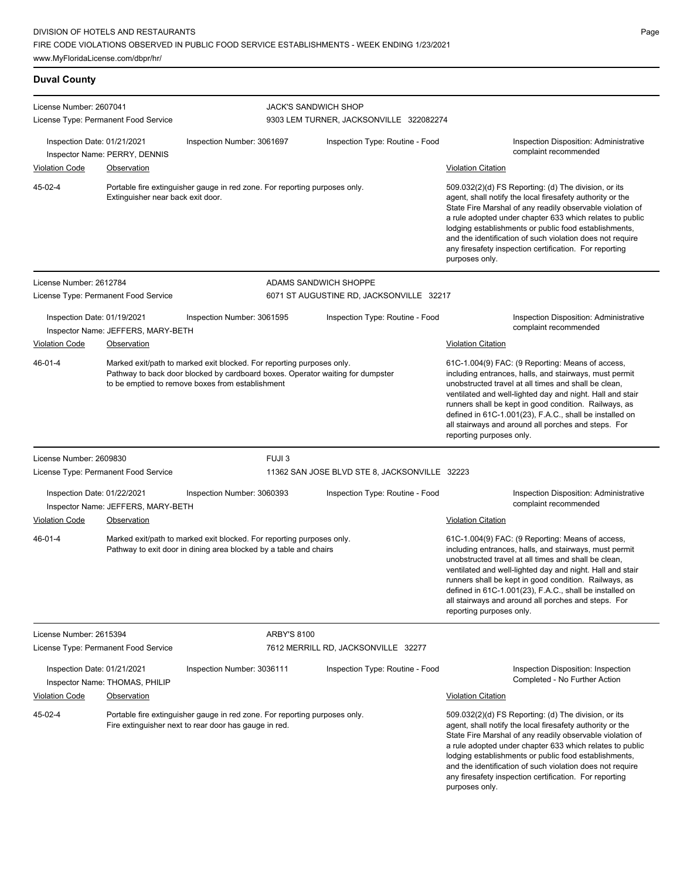## Duval County

**License Number:** 2607041
**License Type:** Permanent Food Service

**JACK'S SANDWICH SHOP**
9303 LEM TURNER, JACKSONVILLE 322082274

Inspection Date: 01/21/2021
Inspector Name: PERRY, DENNIS
Inspection Number: 3061697
Inspection Type: Routine - Food
Inspection Disposition: Administrative complaint recommended

| Violation Code | Observation | Violation Citation |
| --- | --- | --- |
| 45-02-4 | Portable fire extinguisher gauge in red zone. For reporting purposes only. Extinguisher near back exit door. | 509.032(2)(d) FS Reporting: (d) The division, or its agent, shall notify the local firesafety authority or the State Fire Marshal of any readily observable violation of a rule adopted under chapter 633 which relates to public lodging establishments or public food establishments, and the identification of such violation does not require any firesafety inspection certification. For reporting purposes only. |

---

**License Number:** 2612784
**License Type:** Permanent Food Service

**ADAMS SANDWICH SHOPPE**
6071 ST AUGUSTINE RD, JACKSONVILLE 32217

Inspection Date: 01/19/2021
Inspector Name: JEFFERS, MARY-BETH
Inspection Number: 3061595
Inspection Type: Routine - Food
Inspection Disposition: Administrative complaint recommended

| Violation Code | Observation | Violation Citation |
| --- | --- | --- |
| 46-01-4 | Marked exit/path to marked exit blocked. For reporting purposes only. Pathway to back door blocked by cardboard boxes. Operator waiting for dumpster to be emptied to remove boxes from establishment | 61C-1.004(9) FAC: (9 Reporting: Means of access, including entrances, halls, and stairways, must permit unobstructed travel at all times and shall be clean, ventilated and well-lighted day and night. Hall and stair runners shall be kept in good condition. Railways, as defined in 61C-1.001(23), F.A.C., shall be installed on all stairways and around all porches and steps. For reporting purposes only. |

---

**License Number:** 2609830
**License Type:** Permanent Food Service

**FUJI 3**
11362 SAN JOSE BLVD STE 8, JACKSONVILLE 32223

Inspection Date: 01/22/2021
Inspector Name: JEFFERS, MARY-BETH
Inspection Number: 3060393
Inspection Type: Routine - Food
Inspection Disposition: Administrative complaint recommended

| Violation Code | Observation | Violation Citation |
| --- | --- | --- |
| 46-01-4 | Marked exit/path to marked exit blocked. For reporting purposes only. Pathway to exit door in dining area blocked by a table and chairs | 61C-1.004(9) FAC: (9 Reporting: Means of access, including entrances, halls, and stairways, must permit unobstructed travel at all times and shall be clean, ventilated and well-lighted day and night. Hall and stair runners shall be kept in good condition. Railways, as defined in 61C-1.001(23), F.A.C., shall be installed on all stairways and around all porches and steps. For reporting purposes only. |

---

**License Number:** 2615394
**License Type:** Permanent Food Service

**ARBY'S 8100**
7612 MERRILL RD, JACKSONVILLE 32277

Inspection Date: 01/21/2021
Inspector Name: THOMAS, PHILIP
Inspection Number: 3036111
Inspection Type: Routine - Food
Inspection Disposition: Inspection Completed - No Further Action

| Violation Code | Observation | Violation Citation |
| --- | --- | --- |
| 45-02-4 | Portable fire extinguisher gauge in red zone. For reporting purposes only. Fire extinguisher next to rear door has gauge in red. | 509.032(2)(d) FS Reporting: (d) The division, or its agent, shall notify the local firesafety authority or the State Fire Marshal of any readily observable violation of a rule adopted under chapter 633 which relates to public lodging establishments or public food establishments, and the identification of such violation does not require any firesafety inspection certification. For reporting purposes only. |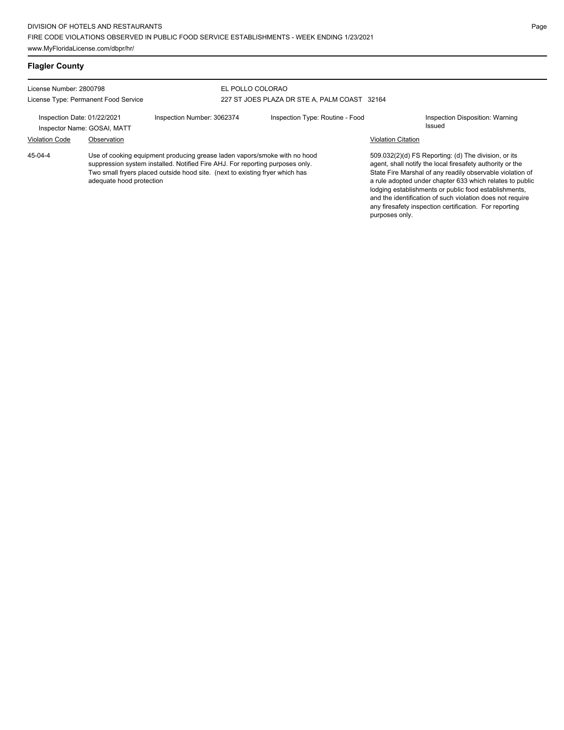## Flagler County

License Number: 2800798

License Type: Permanent Food Service

EL POLLO COLORAO

227 ST JOES PLAZA DR STE A, PALM COAST 32164

Inspection Date: 01/22/2021 | Inspection Number: 3062374 | Inspection Type: Routine - Food | Inspection Disposition: Warning Issued

Inspector Name: GOSAI, MATT

| Violation Code | Observation | Violation Citation |
|---|---|---|
| 45-04-4 | Use of cooking equipment producing grease laden vapors/smoke with no hood suppression system installed. Notified Fire AHJ. For reporting purposes only. Two small fryers placed outside hood site. (next to existing fryer which has adequate hood protection | 509.032(2)(d) FS Reporting: (d) The division, or its agent, shall notify the local firesafety authority or the State Fire Marshal of any readily observable violation of a rule adopted under chapter 633 which relates to public lodging establishments or public food establishments, and the identification of such violation does not require any firesafety inspection certification. For reporting purposes only. |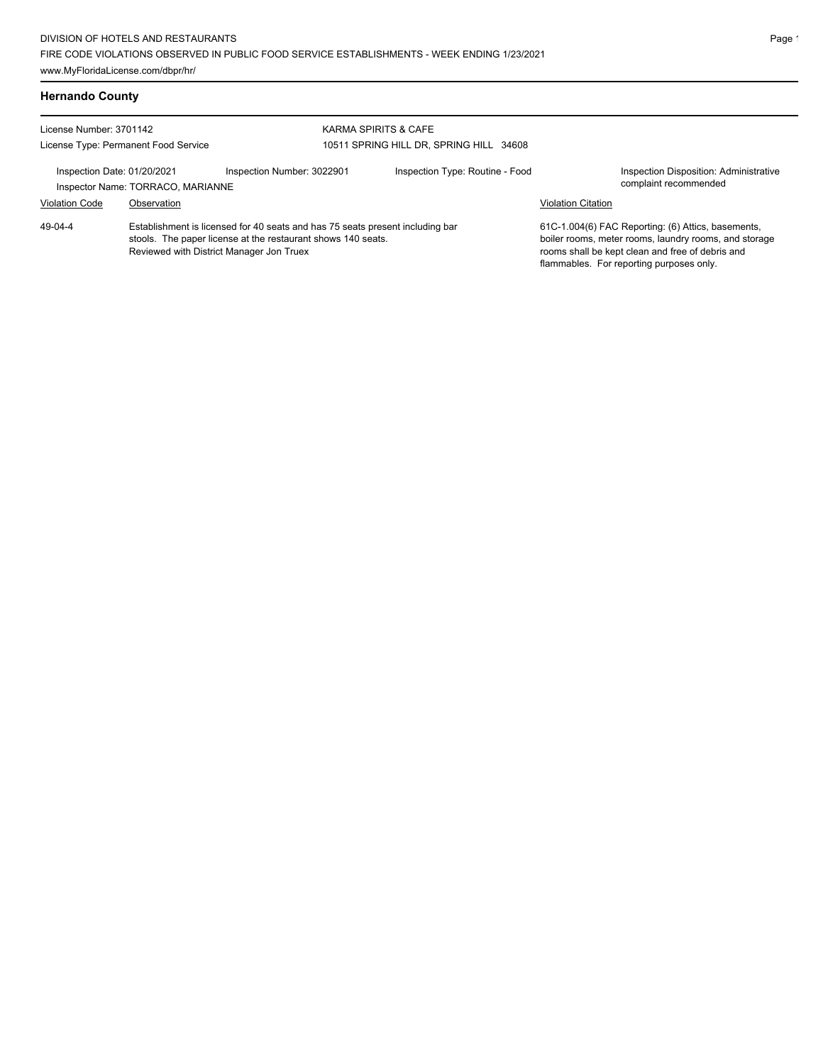## Hernando County

| License Number: 3701142 | | KARMA SPIRITS & CAFE | |
|---|---|---|---|
| License Type: Permanent Food Service | | 10511 SPRING HILL DR, SPRING HILL 34608 | |

| Inspection Date: 01/20/2021 | Inspection Number: 3022901 | Inspection Type: Routine - Food | Inspection Disposition: Administrative complaint recommended |
|---|---|---|---|
| Inspector Name: TORRACO, MARIANNE | | | |

| Violation Code | Observation | Violation Citation |
|---|---|---|
| 49-04-4 | Establishment is licensed for 40 seats and has 75 seats present including bar stools. The paper license at the restaurant shows 140 seats. Reviewed with District Manager Jon Truex | 61C-1.004(6) FAC Reporting: (6) Attics, basements, boiler rooms, meter rooms, laundry rooms, and storage rooms shall be kept clean and free of debris and flammables. For reporting purposes only. |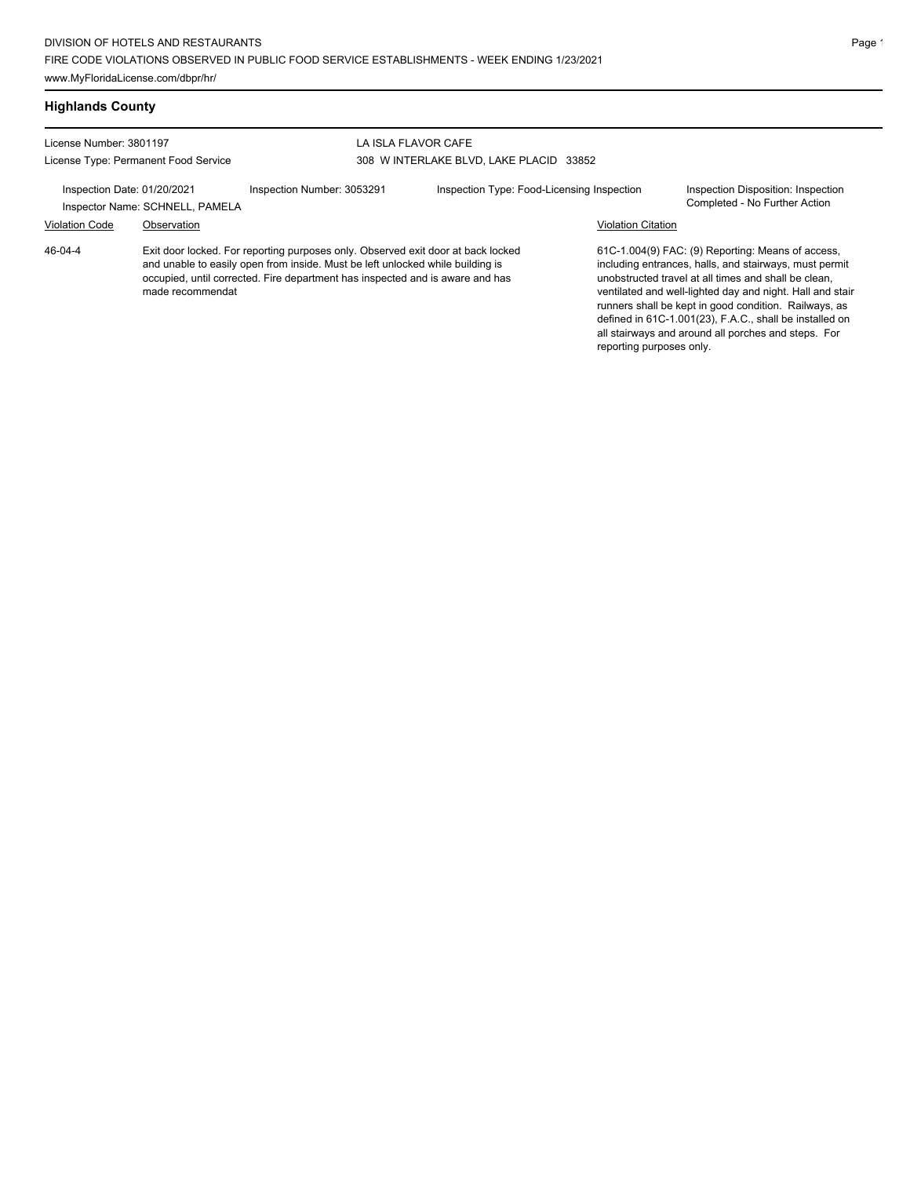## Highlands County

License Number: 3801197
License Type: Permanent Food Service

LA ISLA FLAVOR CAFE
308 W INTERLAKE BLVD, LAKE PLACID 33852

Inspection Date: 01/20/2021
Inspector Name: SCHNELL, PAMELA
Inspection Number: 3053291
Inspection Type: Food-Licensing Inspection
Inspection Disposition: Inspection Completed - No Further Action

| Violation Code | Observation | Violation Citation |
|---|---|---|
| 46-04-4 | Exit door locked. For reporting purposes only. Observed exit door at back locked and unable to easily open from inside. Must be left unlocked while building is occupied, until corrected. Fire department has inspected and is aware and has made recommendat | 61C-1.004(9) FAC: (9) Reporting: Means of access, including entrances, halls, and stairways, must permit unobstructed travel at all times and shall be clean, ventilated and well-lighted day and night. Hall and stair runners shall be kept in good condition. Railways, as defined in 61C-1.001(23), F.A.C., shall be installed on all stairways and around all porches and steps. For reporting purposes only. |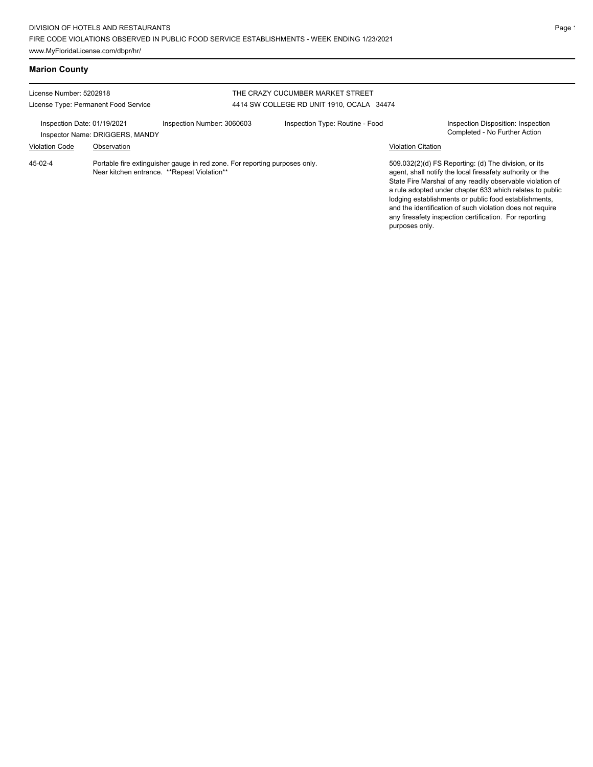## Marion County

License Number: 5202918
License Type: Permanent Food Service

THE CRAZY CUCUMBER MARKET STREET
4414 SW COLLEGE RD UNIT 1910, OCALA 34474

Inspection Date: 01/19/2021
Inspector Name: DRIGGERS, MANDY
Inspection Number: 3060603
Inspection Type: Routine - Food
Inspection Disposition: Inspection Completed - No Further Action

| Violation Code | Observation | Violation Citation |
| --- | --- | --- |
| 45-02-4 | Portable fire extinguisher gauge in red zone. For reporting purposes only. Near kitchen entrance. **Repeat Violation** | 509.032(2)(d) FS Reporting: (d) The division, or its agent, shall notify the local firesafety authority or the State Fire Marshal of any readily observable violation of a rule adopted under chapter 633 which relates to public lodging establishments or public food establishments, and the identification of such violation does not require any firesafety inspection certification. For reporting purposes only. |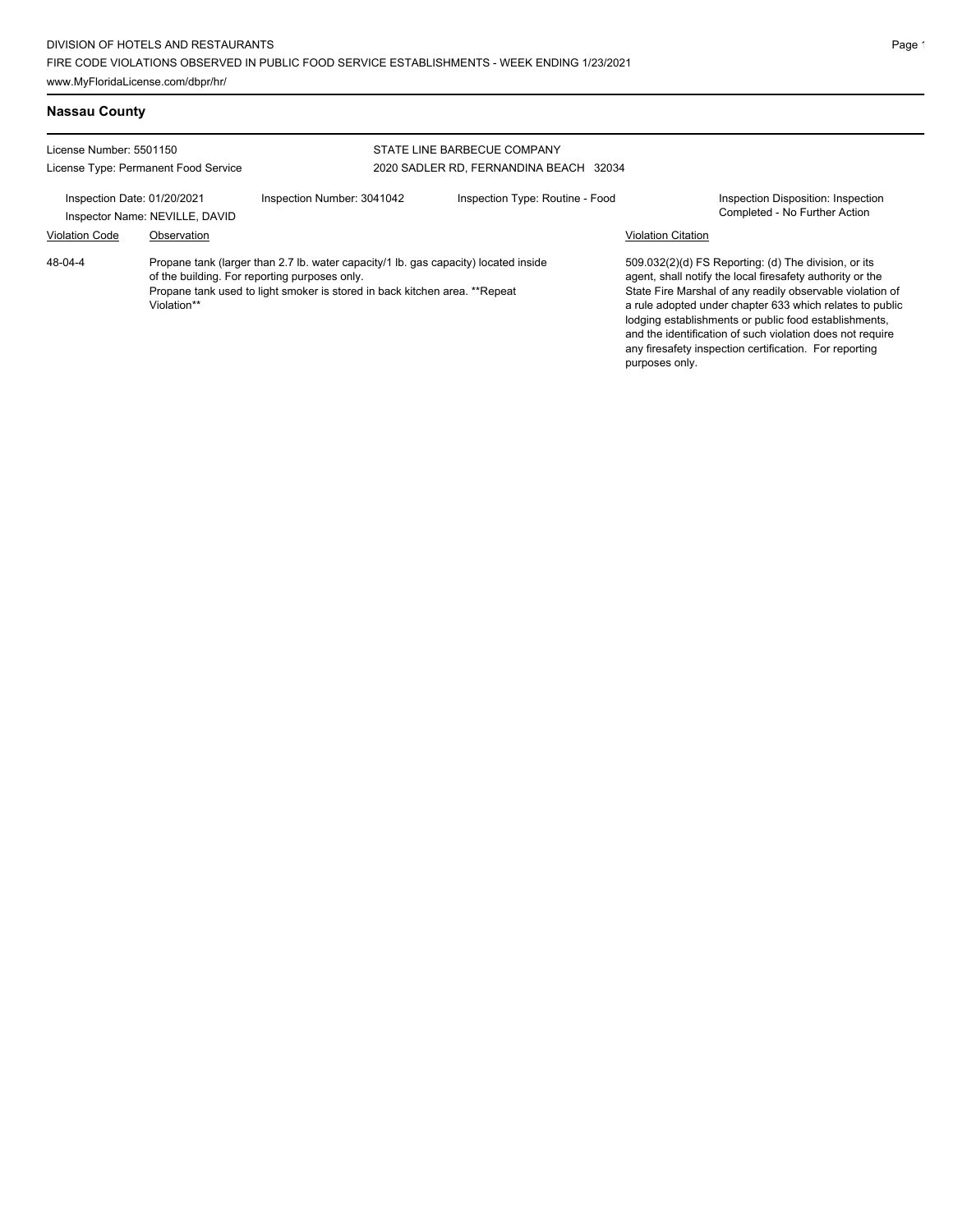## Nassau County

License Number: 5501150
License Type: Permanent Food Service

STATE LINE BARBECUE COMPANY
2020 SADLER RD, FERNANDINA BEACH 32034

Inspection Date: 01/20/2021
Inspector Name: NEVILLE, DAVID
Inspection Number: 3041042
Inspection Type: Routine - Food
Inspection Disposition: Inspection Completed - No Further Action

| Violation Code | Observation | Violation Citation |
|---|---|---|
| 48-04-4 | Propane tank (larger than 2.7 lb. water capacity/1 lb. gas capacity) located inside of the building. For reporting purposes only. Propane tank used to light smoker is stored in back kitchen area. **Repeat Violation** | 509.032(2)(d) FS Reporting: (d) The division, or its agent, shall notify the local firesafety authority or the State Fire Marshal of any readily observable violation of a rule adopted under chapter 633 which relates to public lodging establishments or public food establishments, and the identification of such violation does not require any firesafety inspection certification. For reporting purposes only. |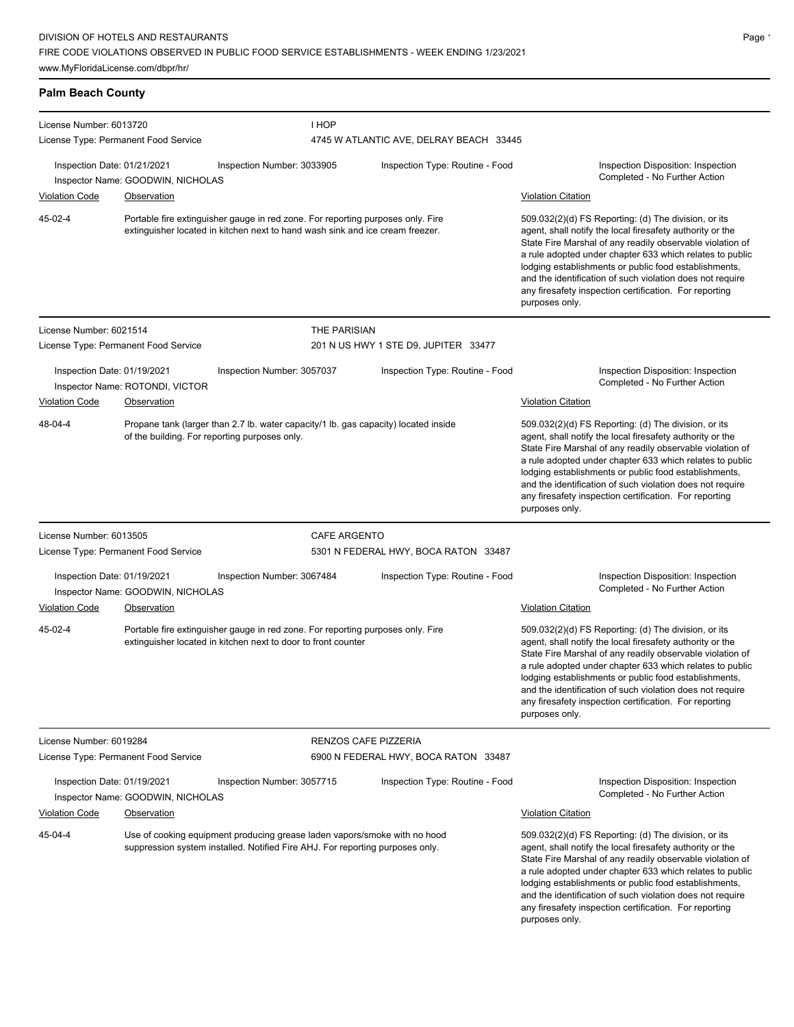DIVISION OF HOTELS AND RESTAURANTS

FIRE CODE VIOLATIONS OBSERVED IN PUBLIC FOOD SERVICE ESTABLISHMENTS - WEEK ENDING 1/23/2021

www.MyFloridaLicense.com/dbpr/hr/

## Palm Beach County

**License Number:** 6013720
**License Type:** Permanent Food Service
**I HOP**
4745 W ATLANTIC AVE, DELRAY BEACH 33445

**Inspection Date:** 01/21/2021
**Inspection Number:** 3033905
**Inspection Type:** Routine - Food
**Inspector Name:** GOODWIN, NICHOLAS
**Inspection Disposition:** Inspection Completed - No Further Action

| Violation Code | Observation | Violation Citation |
|---|---|---|
| 45-02-4 | Portable fire extinguisher gauge in red zone. For reporting purposes only. Fire extinguisher located in kitchen next to hand wash sink and ice cream freezer. | 509.032(2)(d) FS Reporting: (d) The division, or its agent, shall notify the local firesafety authority or the State Fire Marshal of any readily observable violation of a rule adopted under chapter 633 which relates to public lodging establishments or public food establishments, and the identification of such violation does not require any firesafety inspection certification. For reporting purposes only. |

---

**License Number:** 6021514
**License Type:** Permanent Food Service
**THE PARISIAN**
201 N US HWY 1 STE D9, JUPITER 33477

**Inspection Date:** 01/19/2021
**Inspection Number:** 3057037
**Inspection Type:** Routine - Food
**Inspector Name:** ROTONDI, VICTOR
**Inspection Disposition:** Inspection Completed - No Further Action

| Violation Code | Observation | Violation Citation |
|---|---|---|
| 48-04-4 | Propane tank (larger than 2.7 lb. water capacity/1 lb. gas capacity) located inside of the building. For reporting purposes only. | 509.032(2)(d) FS Reporting: (d) The division, or its agent, shall notify the local firesafety authority or the State Fire Marshal of any readily observable violation of a rule adopted under chapter 633 which relates to public lodging establishments or public food establishments, and the identification of such violation does not require any firesafety inspection certification. For reporting purposes only. |

---

**License Number:** 6013505
**License Type:** Permanent Food Service
**CAFE ARGENTO**
5301 N FEDERAL HWY, BOCA RATON 33487

**Inspection Date:** 01/19/2021
**Inspection Number:** 3067484
**Inspection Type:** Routine - Food
**Inspector Name:** GOODWIN, NICHOLAS
**Inspection Disposition:** Inspection Completed - No Further Action

| Violation Code | Observation | Violation Citation |
|---|---|---|
| 45-02-4 | Portable fire extinguisher gauge in red zone. For reporting purposes only. Fire extinguisher located in kitchen next to door to front counter | 509.032(2)(d) FS Reporting: (d) The division, or its agent, shall notify the local firesafety authority or the State Fire Marshal of any readily observable violation of a rule adopted under chapter 633 which relates to public lodging establishments or public food establishments, and the identification of such violation does not require any firesafety inspection certification. For reporting purposes only. |

---

**License Number:** 6019284
**License Type:** Permanent Food Service
**RENZOS CAFE PIZZERIA**
6900 N FEDERAL HWY, BOCA RATON 33487

**Inspection Date:** 01/19/2021
**Inspection Number:** 3057715
**Inspection Type:** Routine - Food
**Inspector Name:** GOODWIN, NICHOLAS
**Inspection Disposition:** Inspection Completed - No Further Action

| Violation Code | Observation | Violation Citation |
|---|---|---|
| 45-04-4 | Use of cooking equipment producing grease laden vapors/smoke with no hood suppression system installed. Notified Fire AHJ. For reporting purposes only. | 509.032(2)(d) FS Reporting: (d) The division, or its agent, shall notify the local firesafety authority or the State Fire Marshal of any readily observable violation of a rule adopted under chapter 633 which relates to public lodging establishments or public food establishments, and the identification of such violation does not require any firesafety inspection certification. For reporting purposes only. |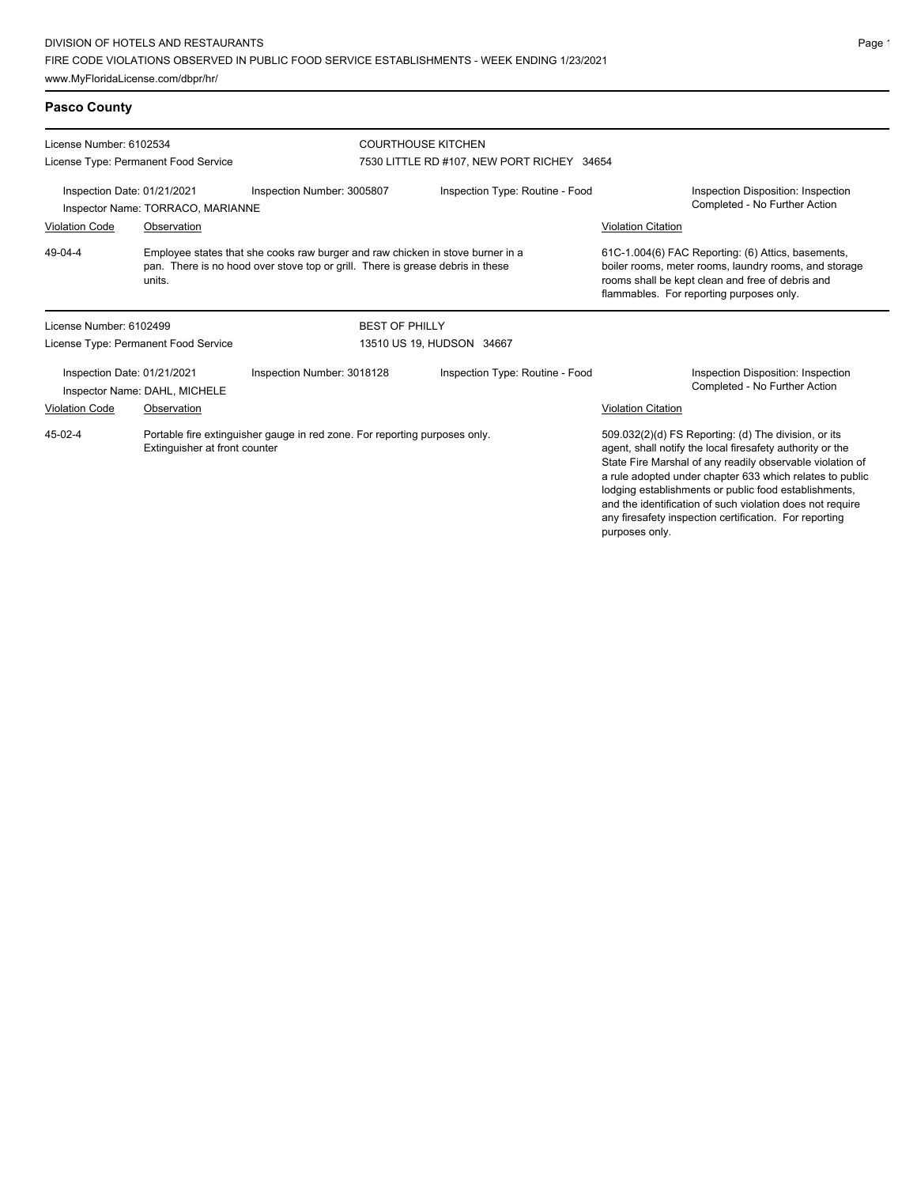## Pasco County

**License Number:** 6102534
**License Type:** Permanent Food Service

**COURTHOUSE KITCHEN**
7530 LITTLE RD #107, NEW PORT RICHEY 34654

Inspection Date: 01/21/2021 | Inspection Number: 3005807 | Inspection Type: Routine - Food | Inspection Disposition: Inspection Completed - No Further Action

Inspector Name: TORRACO, MARIANNE

| Violation Code | Observation | Violation Citation |
|---|---|---|
| 49-04-4 | Employee states that she cooks raw burger and raw chicken in stove burner in a pan. There is no hood over stove top or grill. There is grease debris in these units. | 61C-1.004(6) FAC Reporting: (6) Attics, basements, boiler rooms, meter rooms, laundry rooms, and storage rooms shall be kept clean and free of debris and flammables. For reporting purposes only. |

---

**License Number:** 6102499
**License Type:** Permanent Food Service

**BEST OF PHILLY**
13510 US 19, HUDSON 34667

Inspection Date: 01/21/2021 | Inspection Number: 3018128 | Inspection Type: Routine - Food | Inspection Disposition: Inspection Completed - No Further Action

Inspector Name: DAHL, MICHELE

| Violation Code | Observation | Violation Citation |
|---|---|---|
| 45-02-4 | Portable fire extinguisher gauge in red zone. For reporting purposes only. Extinguisher at front counter | 509.032(2)(d) FS Reporting: (d) The division, or its agent, shall notify the local firesafety authority or the State Fire Marshal of any readily observable violation of a rule adopted under chapter 633 which relates to public lodging establishments or public food establishments, and the identification of such violation does not require any firesafety inspection certification. For reporting purposes only. |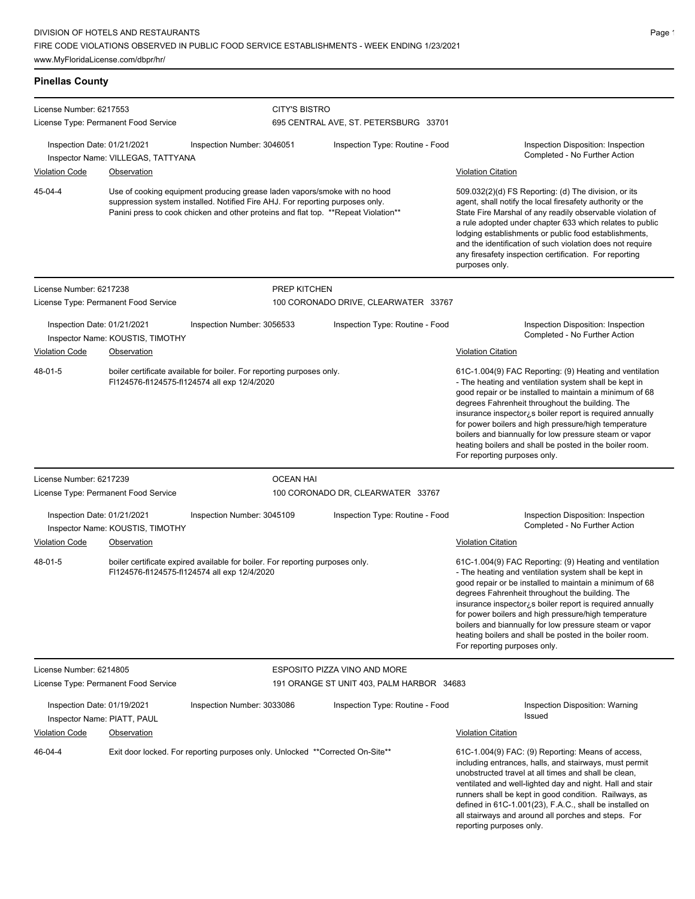DIVISION OF HOTELS AND RESTAURANTS

FIRE CODE VIOLATIONS OBSERVED IN PUBLIC FOOD SERVICE ESTABLISHMENTS - WEEK ENDING 1/23/2021

www.MyFloridaLicense.com/dbpr/hr/

## Pinellas County

---

**License Number:** 6217553
**License Type:** Permanent Food Service

**CITY'S BISTRO**
695 CENTRAL AVE, ST. PETERSBURG 33701

**Inspection Date:** 01/21/2021 | **Inspection Number:** 3046051 | **Inspection Type:** Routine - Food | **Inspection Disposition:** Inspection Completed - No Further Action
**Inspector Name:** VILLEGAS, TATTYANA

| Violation Code | Observation | Violation Citation |
|---|---|---|
| 45-04-4 | Use of cooking equipment producing grease laden vapors/smoke with no hood suppression system installed. Notified Fire AHJ. For reporting purposes only. Panini press to cook chicken and other proteins and flat top. **Repeat Violation** | 509.032(2)(d) FS Reporting: (d) The division, or its agent, shall notify the local firesafety authority or the State Fire Marshal of any readily observable violation of a rule adopted under chapter 633 which relates to public lodging establishments or public food establishments, and the identification of such violation does not require any firesafety inspection certification. For reporting purposes only. |

---

**License Number:** 6217238
**License Type:** Permanent Food Service

**PREP KITCHEN**
100 CORONADO DRIVE, CLEARWATER 33767

**Inspection Date:** 01/21/2021 | **Inspection Number:** 3056533 | **Inspection Type:** Routine - Food | **Inspection Disposition:** Inspection Completed - No Further Action
**Inspector Name:** KOUSTIS, TIMOTHY

| Violation Code | Observation | Violation Citation |
|---|---|---|
| 48-01-5 | boiler certificate available for boiler. For reporting purposes only. FI124576-fl124575-fl124574 all exp 12/4/2020 | 61C-1.004(9) FAC Reporting: (9) Heating and ventilation - The heating and ventilation system shall be kept in good repair or be installed to maintain a minimum of 68 degrees Fahrenheit throughout the building. The insurance inspector¿s boiler report is required annually for power boilers and high pressure/high temperature boilers and biannually for low pressure steam or vapor heating boilers and shall be posted in the boiler room. For reporting purposes only. |

---

**License Number:** 6217239
**License Type:** Permanent Food Service

**OCEAN HAI**
100 CORONADO DR, CLEARWATER 33767

**Inspection Date:** 01/21/2021 | **Inspection Number:** 3045109 | **Inspection Type:** Routine - Food | **Inspection Disposition:** Inspection Completed - No Further Action
**Inspector Name:** KOUSTIS, TIMOTHY

| Violation Code | Observation | Violation Citation |
|---|---|---|
| 48-01-5 | boiler certificate expired available for boiler. For reporting purposes only. FI124576-fl124575-fl124574 all exp 12/4/2020 | 61C-1.004(9) FAC Reporting: (9) Heating and ventilation - The heating and ventilation system shall be kept in good repair or be installed to maintain a minimum of 68 degrees Fahrenheit throughout the building. The insurance inspector¿s boiler report is required annually for power boilers and high pressure/high temperature boilers and biannually for low pressure steam or vapor heating boilers and shall be posted in the boiler room. For reporting purposes only. |

---

**License Number:** 6214805
**License Type:** Permanent Food Service

**ESPOSITO PIZZA VINO AND MORE**
191 ORANGE ST UNIT 403, PALM HARBOR 34683

**Inspection Date:** 01/19/2021 | **Inspection Number:** 3033086 | **Inspection Type:** Routine - Food | **Inspection Disposition:** Warning Issued
**Inspector Name:** PIATT, PAUL

| Violation Code | Observation | Violation Citation |
|---|---|---|
| 46-04-4 | Exit door locked. For reporting purposes only. Unlocked **Corrected On-Site** | 61C-1.004(9) FAC: (9) Reporting: Means of access, including entrances, halls, and stairways, must permit unobstructed travel at all times and shall be clean, ventilated and well-lighted day and night. Hall and stair runners shall be kept in good condition. Railways, as defined in 61C-1.001(23), F.A.C., shall be installed on all stairways and around all porches and steps. For reporting purposes only. |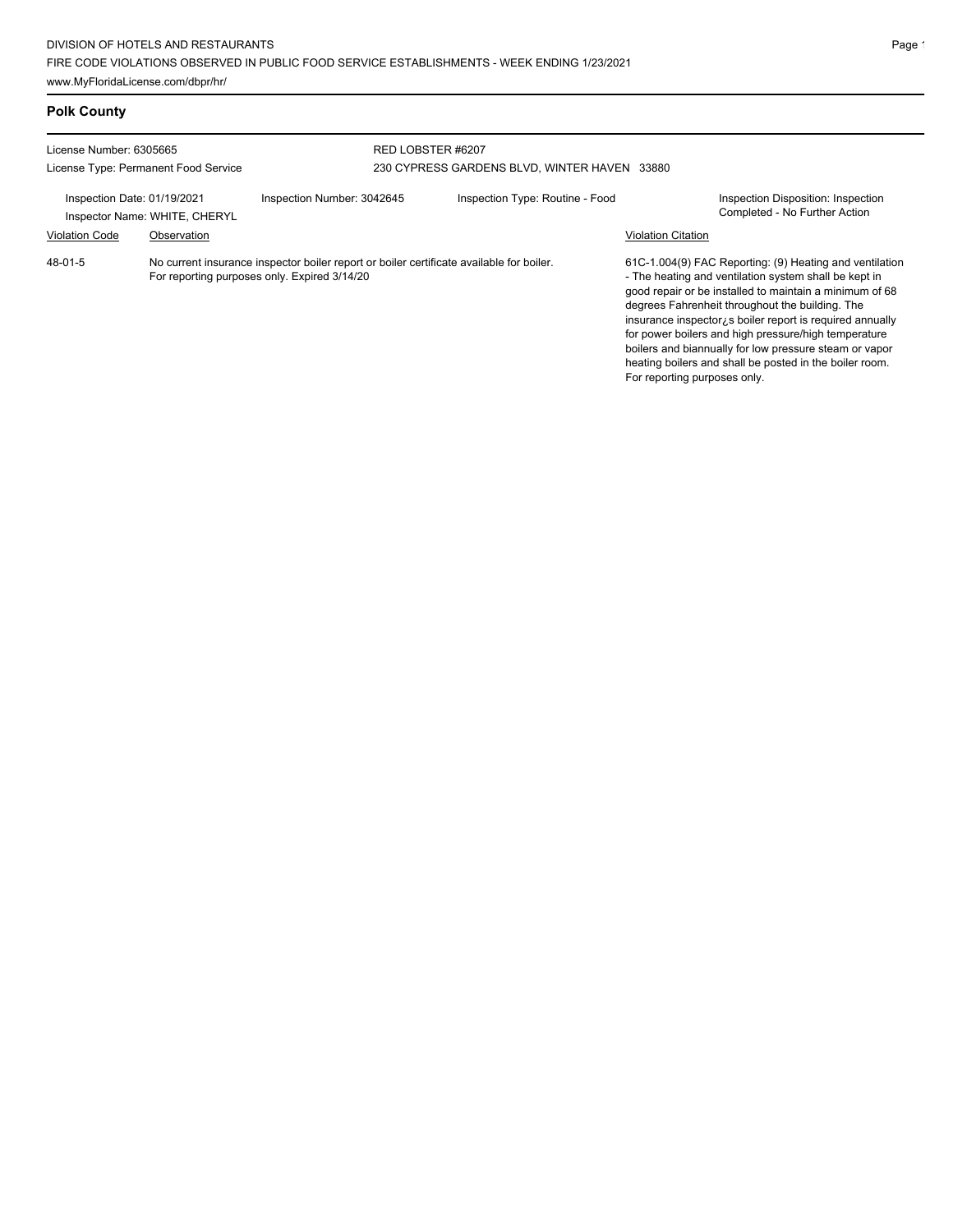## Polk County

License Number: 6305665
License Type: Permanent Food Service

RED LOBSTER #6207
230 CYPRESS GARDENS BLVD, WINTER HAVEN 33880

Inspection Date: 01/19/2021
Inspector Name: WHITE, CHERYL
Inspection Number: 3042645
Inspection Type: Routine - Food
Inspection Disposition: Inspection Completed - No Further Action

| Violation Code | Observation | Violation Citation |
| --- | --- | --- |
| 48-01-5 | No current insurance inspector boiler report or boiler certificate available for boiler. For reporting purposes only. Expired 3/14/20 | 61C-1.004(9) FAC Reporting: (9) Heating and ventilation - The heating and ventilation system shall be kept in good repair or be installed to maintain a minimum of 68 degrees Fahrenheit throughout the building. The insurance inspector¿s boiler report is required annually for power boilers and high pressure/high temperature boilers and biannually for low pressure steam or vapor heating boilers and shall be posted in the boiler room. For reporting purposes only. |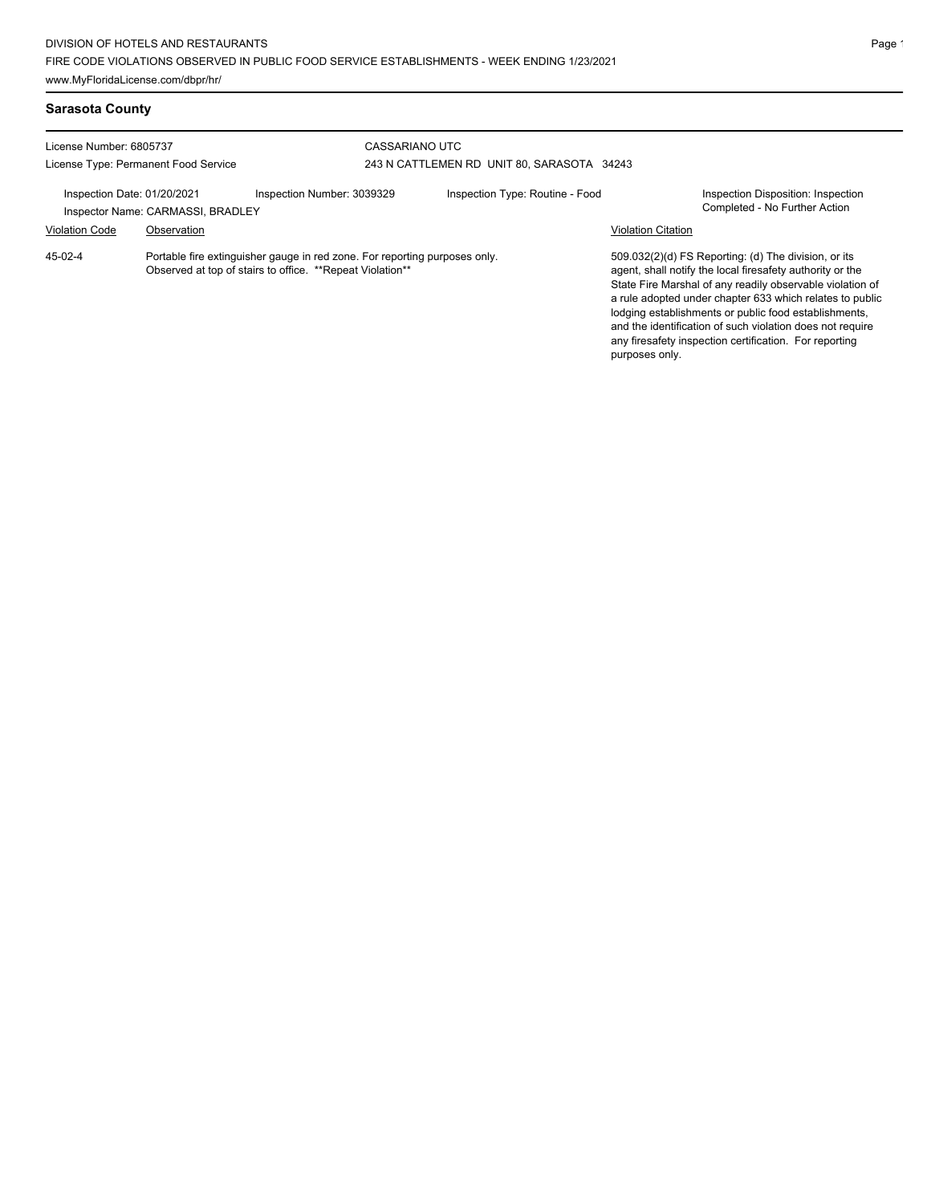DIVISION OF HOTELS AND RESTAURANTS

FIRE CODE VIOLATIONS OBSERVED IN PUBLIC FOOD SERVICE ESTABLISHMENTS - WEEK ENDING 1/23/2021

www.MyFloridaLicense.com/dbpr/hr/

## Sarasota County

License Number: 6805737
License Type: Permanent Food Service

CASSARIANO UTC
243 N CATTLEMEN RD UNIT 80, SARASOTA 34243

Inspection Date: 01/20/2021
Inspector Name: CARMASSI, BRADLEY
Inspection Number: 3039329
Inspection Type: Routine - Food
Inspection Disposition: Inspection Completed - No Further Action

| Violation Code | Observation | Violation Citation |
| --- | --- | --- |
| 45-02-4 | Portable fire extinguisher gauge in red zone. For reporting purposes only. Observed at top of stairs to office. **Repeat Violation** | 509.032(2)(d) FS Reporting: (d) The division, or its agent, shall notify the local firesafety authority or the State Fire Marshal of any readily observable violation of a rule adopted under chapter 633 which relates to public lodging establishments or public food establishments, and the identification of such violation does not require any firesafety inspection certification. For reporting purposes only. |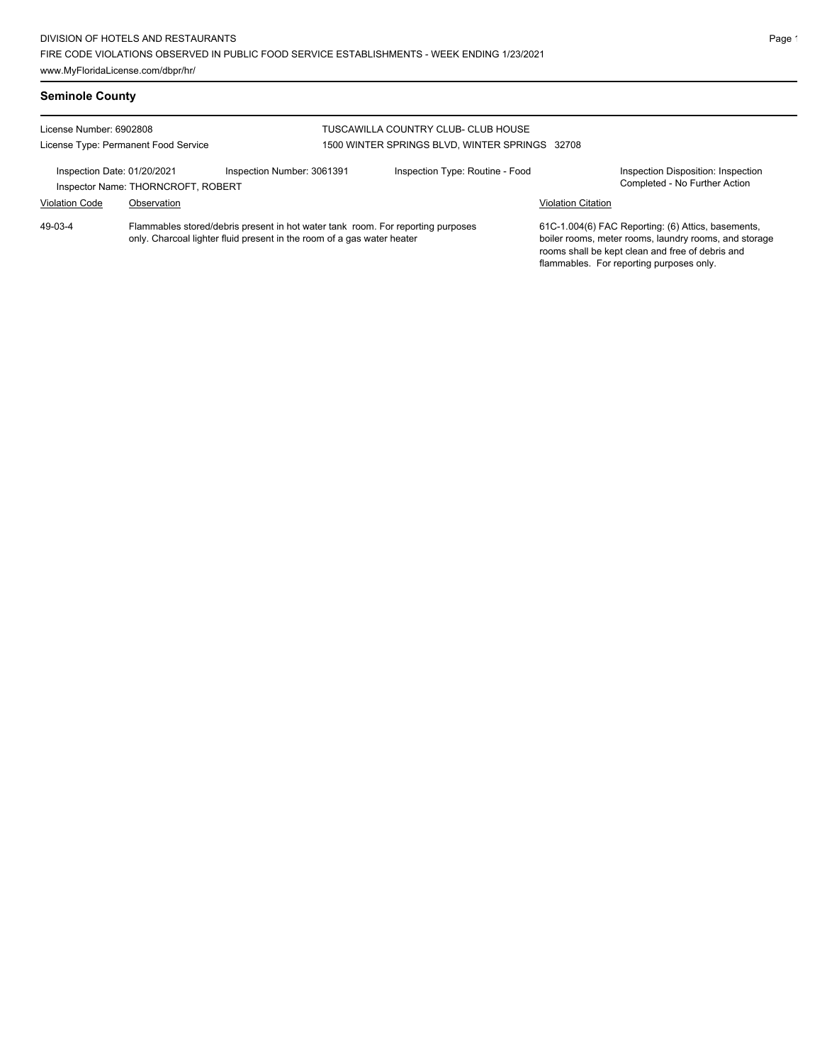## Seminole County

License Number: 6902808
License Type: Permanent Food Service

TUSCAWILLA COUNTRY CLUB- CLUB HOUSE
1500 WINTER SPRINGS BLVD, WINTER SPRINGS 32708

Inspection Date: 01/20/2021
Inspection Number: 3061391
Inspection Type: Routine - Food
Inspection Disposition: Inspection Completed - No Further Action
Inspector Name: THORNCROFT, ROBERT

| Violation Code | Observation | Violation Citation |
| --- | --- | --- |
| 49-03-4 | Flammables stored/debris present in hot water tank room. For reporting purposes only. Charcoal lighter fluid present in the room of a gas water heater | 61C-1.004(6) FAC Reporting: (6) Attics, basements, boiler rooms, meter rooms, laundry rooms, and storage rooms shall be kept clean and free of debris and flammables. For reporting purposes only. |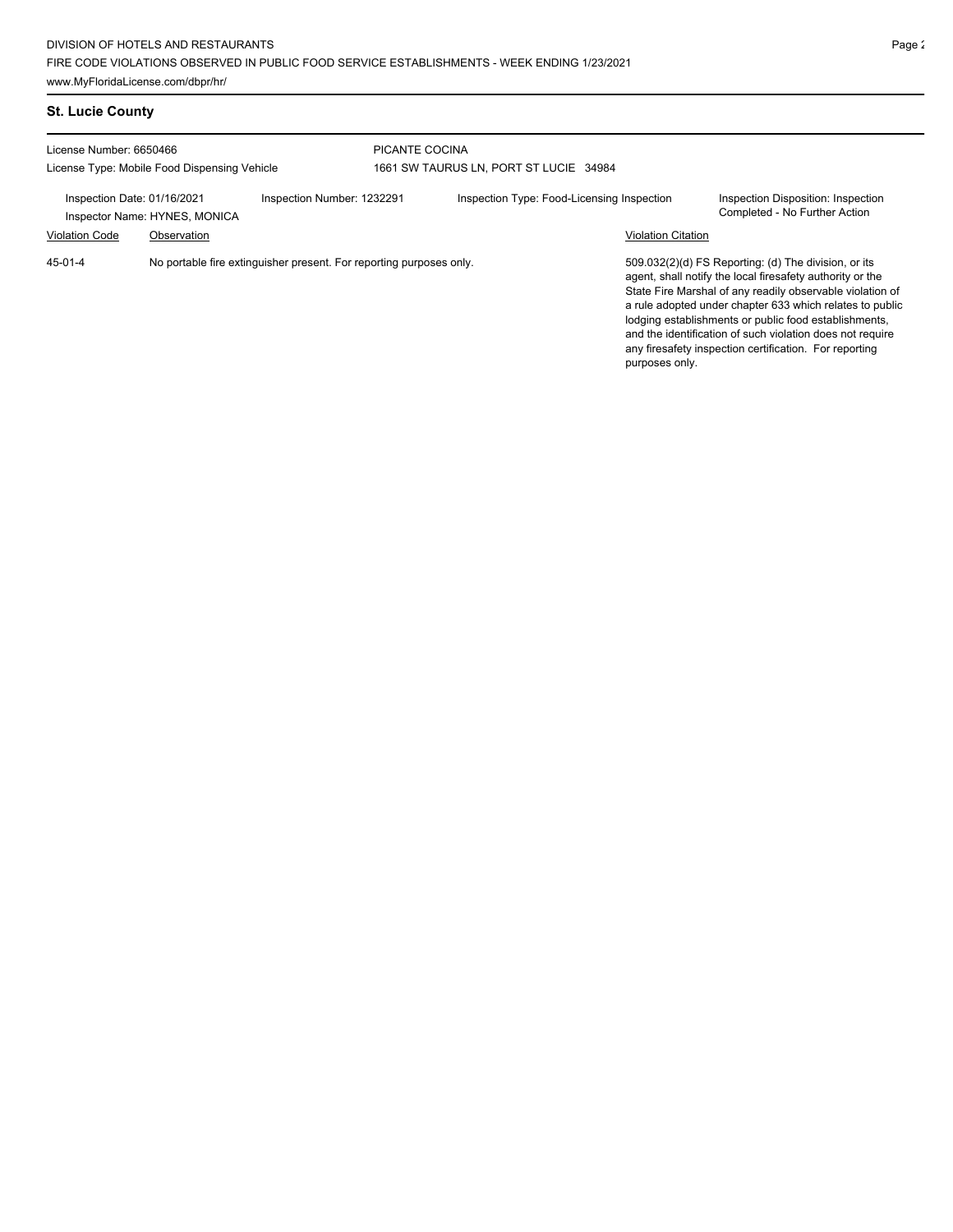## St. Lucie County

License Number: 6650466

License Type: Mobile Food Dispensing Vehicle

PICANTE COCINA

1661 SW TAURUS LN, PORT ST LUCIE 34984

Inspection Date: 01/16/2021

Inspector Name: HYNES, MONICA

Inspection Number: 1232291

Inspection Type: Food-Licensing Inspection

Inspection Disposition: Inspection Completed - No Further Action

| Violation Code | Observation | Violation Citation |
| --- | --- | --- |
| 45-01-4 | No portable fire extinguisher present. For reporting purposes only. | 509.032(2)(d) FS Reporting: (d) The division, or its agent, shall notify the local firesafety authority or the State Fire Marshal of any readily observable violation of a rule adopted under chapter 633 which relates to public lodging establishments or public food establishments, and the identification of such violation does not require any firesafety inspection certification. For reporting purposes only. |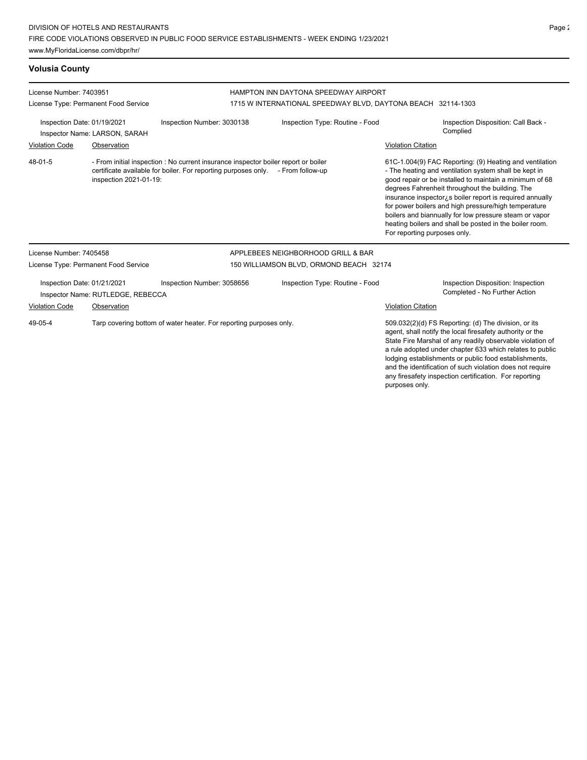## Volusia County

License Number: 7403951
License Type: Permanent Food Service

HAMPTON INN DAYTONA SPEEDWAY AIRPORT
1715 W INTERNATIONAL SPEEDWAY BLVD, DAYTONA BEACH 32114-1303

Inspection Date: 01/19/2021
Inspector Name: LARSON, SARAH
Inspection Number: 3030138
Inspection Type: Routine - Food
Inspection Disposition: Call Back - Complied

| Violation Code | Observation | Violation Citation |
|---|---|---|
| 48-01-5 | - From initial inspection : No current insurance inspector boiler report or boiler certificate available for boiler. For reporting purposes only. - From follow-up inspection 2021-01-19: | 61C-1.004(9) FAC Reporting: (9) Heating and ventilation - The heating and ventilation system shall be kept in good repair or be installed to maintain a minimum of 68 degrees Fahrenheit throughout the building. The insurance inspector¿s boiler report is required annually for power boilers and high pressure/high temperature boilers and biannually for low pressure steam or vapor heating boilers and shall be posted in the boiler room. For reporting purposes only. |

License Number: 7405458
License Type: Permanent Food Service

APPLEBEES NEIGHBORHOOD GRILL & BAR
150 WILLIAMSON BLVD, ORMOND BEACH 32174

Inspection Date: 01/21/2021
Inspector Name: RUTLEDGE, REBECCA
Inspection Number: 3058656
Inspection Type: Routine - Food
Inspection Disposition: Inspection Completed - No Further Action

| Violation Code | Observation | Violation Citation |
|---|---|---|
| 49-05-4 | Tarp covering bottom of water heater. For reporting purposes only. | 509.032(2)(d) FS Reporting: (d) The division, or its agent, shall notify the local firesafety authority or the State Fire Marshal of any readily observable violation of a rule adopted under chapter 633 which relates to public lodging establishments or public food establishments, and the identification of such violation does not require any firesafety inspection certification. For reporting purposes only. |